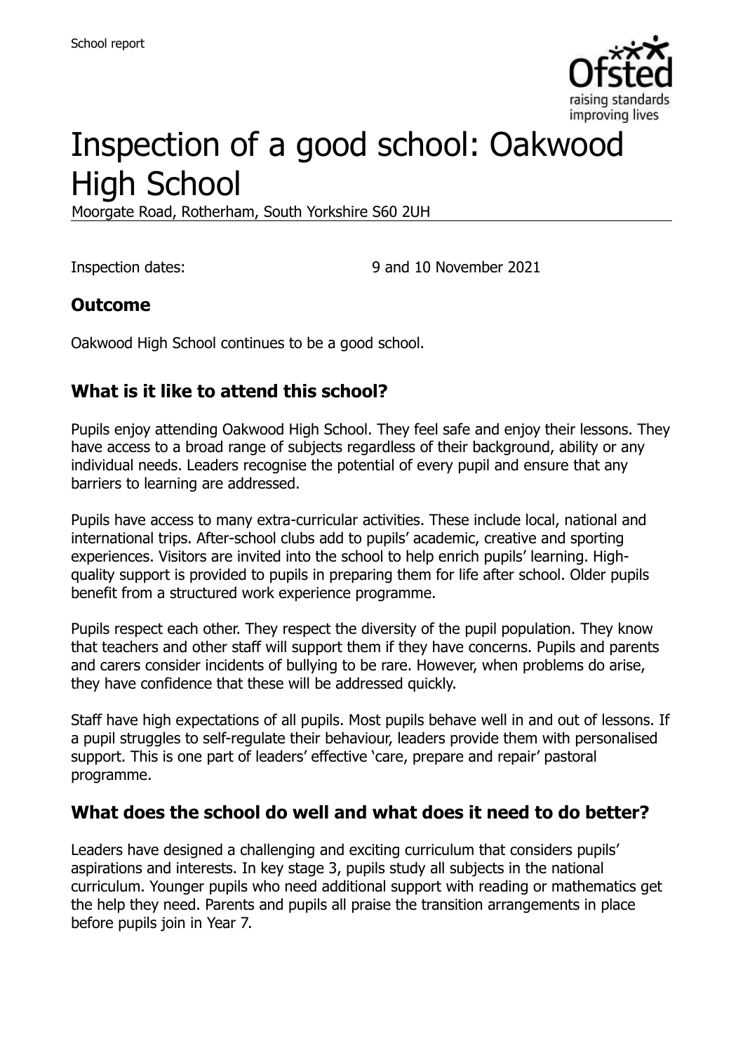School report

# Inspection of a good school: Oakwood High School

Moorgate Road, Rotherham, South Yorkshire S60 2UH

Inspection dates: 9 and 10 November 2021

## Outcome

Oakwood High School continues to be a good school.

## What is it like to attend this school?

Pupils enjoy attending Oakwood High School. They feel safe and enjoy their lessons. They have access to a broad range of subjects regardless of their background, ability or any individual needs. Leaders recognise the potential of every pupil and ensure that any barriers to learning are addressed.

Pupils have access to many extra-curricular activities. These include local, national and international trips. After-school clubs add to pupils' academic, creative and sporting experiences. Visitors are invited into the school to help enrich pupils' learning. High-quality support is provided to pupils in preparing them for life after school. Older pupils benefit from a structured work experience programme.

Pupils respect each other. They respect the diversity of the pupil population. They know that teachers and other staff will support them if they have concerns. Pupils and parents and carers consider incidents of bullying to be rare. However, when problems do arise, they have confidence that these will be addressed quickly.

Staff have high expectations of all pupils. Most pupils behave well in and out of lessons. If a pupil struggles to self-regulate their behaviour, leaders provide them with personalised support. This is one part of leaders' effective 'care, prepare and repair' pastoral programme.

## What does the school do well and what does it need to do better?

Leaders have designed a challenging and exciting curriculum that considers pupils' aspirations and interests. In key stage 3, pupils study all subjects in the national curriculum. Younger pupils who need additional support with reading or mathematics get the help they need. Parents and pupils all praise the transition arrangements in place before pupils join in Year 7.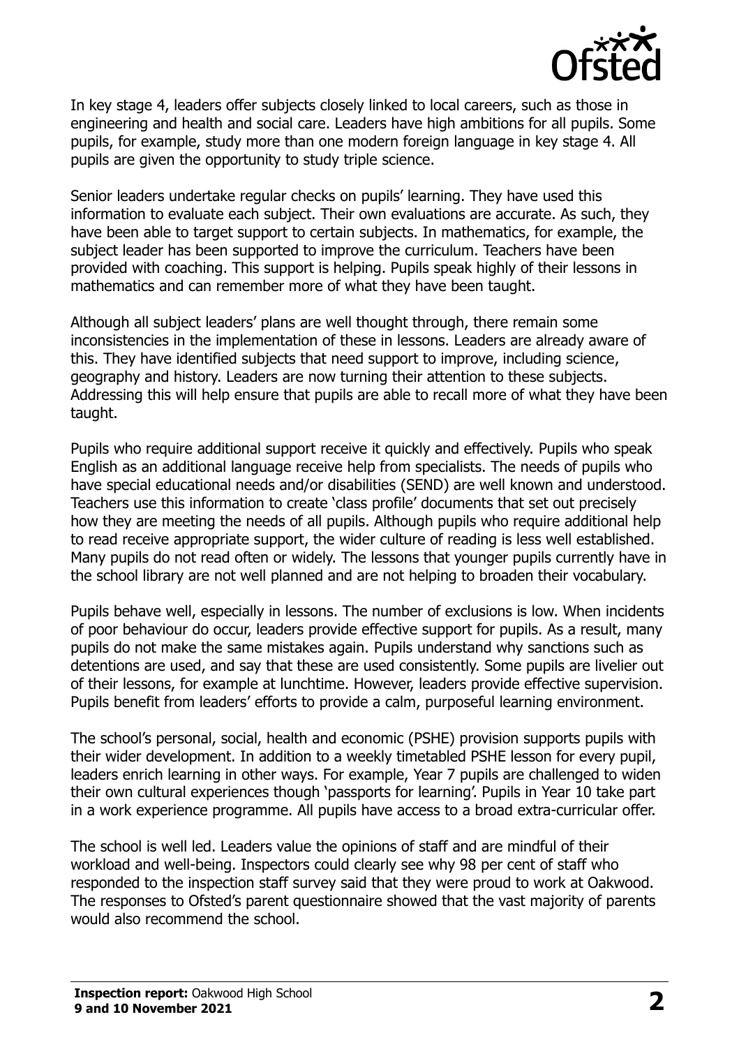In key stage 4, leaders offer subjects closely linked to local careers, such as those in engineering and health and social care. Leaders have high ambitions for all pupils. Some pupils, for example, study more than one modern foreign language in key stage 4. All pupils are given the opportunity to study triple science.

Senior leaders undertake regular checks on pupils' learning. They have used this information to evaluate each subject. Their own evaluations are accurate. As such, they have been able to target support to certain subjects. In mathematics, for example, the subject leader has been supported to improve the curriculum. Teachers have been provided with coaching. This support is helping. Pupils speak highly of their lessons in mathematics and can remember more of what they have been taught.

Although all subject leaders' plans are well thought through, there remain some inconsistencies in the implementation of these in lessons. Leaders are already aware of this. They have identified subjects that need support to improve, including science, geography and history. Leaders are now turning their attention to these subjects. Addressing this will help ensure that pupils are able to recall more of what they have been taught.

Pupils who require additional support receive it quickly and effectively. Pupils who speak English as an additional language receive help from specialists. The needs of pupils who have special educational needs and/or disabilities (SEND) are well known and understood. Teachers use this information to create 'class profile' documents that set out precisely how they are meeting the needs of all pupils. Although pupils who require additional help to read receive appropriate support, the wider culture of reading is less well established. Many pupils do not read often or widely. The lessons that younger pupils currently have in the school library are not well planned and are not helping to broaden their vocabulary.

Pupils behave well, especially in lessons. The number of exclusions is low. When incidents of poor behaviour do occur, leaders provide effective support for pupils. As a result, many pupils do not make the same mistakes again. Pupils understand why sanctions such as detentions are used, and say that these are used consistently. Some pupils are livelier out of their lessons, for example at lunchtime. However, leaders provide effective supervision. Pupils benefit from leaders' efforts to provide a calm, purposeful learning environment.

The school's personal, social, health and economic (PSHE) provision supports pupils with their wider development. In addition to a weekly timetabled PSHE lesson for every pupil, leaders enrich learning in other ways. For example, Year 7 pupils are challenged to widen their own cultural experiences though 'passports for learning'. Pupils in Year 10 take part in a work experience programme. All pupils have access to a broad extra-curricular offer.

The school is well led. Leaders value the opinions of staff and are mindful of their workload and well-being. Inspectors could clearly see why 98 per cent of staff who responded to the inspection staff survey said that they were proud to work at Oakwood. The responses to Ofsted's parent questionnaire showed that the vast majority of parents would also recommend the school.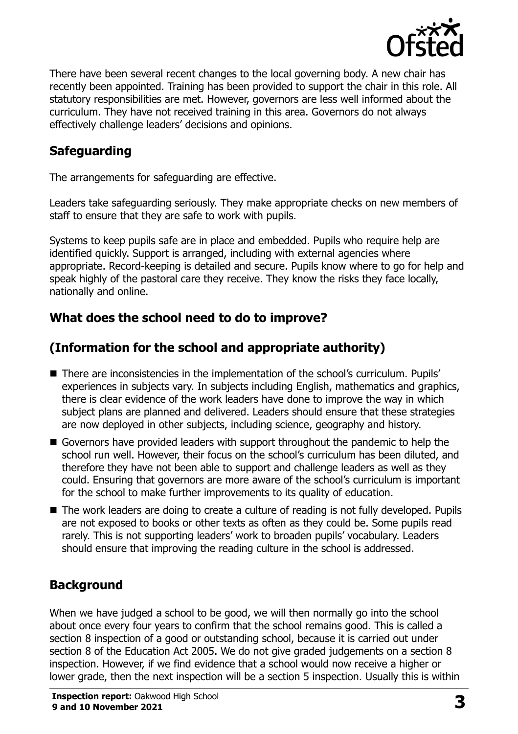There have been several recent changes to the local governing body. A new chair has recently been appointed. Training has been provided to support the chair in this role. All statutory responsibilities are met. However, governors are less well informed about the curriculum. They have not received training in this area. Governors do not always effectively challenge leaders' decisions and opinions.

## Safeguarding

The arrangements for safeguarding are effective.

Leaders take safeguarding seriously. They make appropriate checks on new members of staff to ensure that they are safe to work with pupils.

Systems to keep pupils safe are in place and embedded. Pupils who require help are identified quickly. Support is arranged, including with external agencies where appropriate. Record-keeping is detailed and secure. Pupils know where to go for help and speak highly of the pastoral care they receive. They know the risks they face locally, nationally and online.

## What does the school need to do to improve?

## (Information for the school and appropriate authority)

- There are inconsistencies in the implementation of the school's curriculum. Pupils' experiences in subjects vary. In subjects including English, mathematics and graphics, there is clear evidence of the work leaders have done to improve the way in which subject plans are planned and delivered. Leaders should ensure that these strategies are now deployed in other subjects, including science, geography and history.
- Governors have provided leaders with support throughout the pandemic to help the school run well. However, their focus on the school's curriculum has been diluted, and therefore they have not been able to support and challenge leaders as well as they could. Ensuring that governors are more aware of the school's curriculum is important for the school to make further improvements to its quality of education.
- The work leaders are doing to create a culture of reading is not fully developed. Pupils are not exposed to books or other texts as often as they could be. Some pupils read rarely. This is not supporting leaders' work to broaden pupils' vocabulary. Leaders should ensure that improving the reading culture in the school is addressed.

## Background

When we have judged a school to be good, we will then normally go into the school about once every four years to confirm that the school remains good. This is called a section 8 inspection of a good or outstanding school, because it is carried out under section 8 of the Education Act 2005. We do not give graded judgements on a section 8 inspection. However, if we find evidence that a school would now receive a higher or lower grade, then the next inspection will be a section 5 inspection. Usually this is within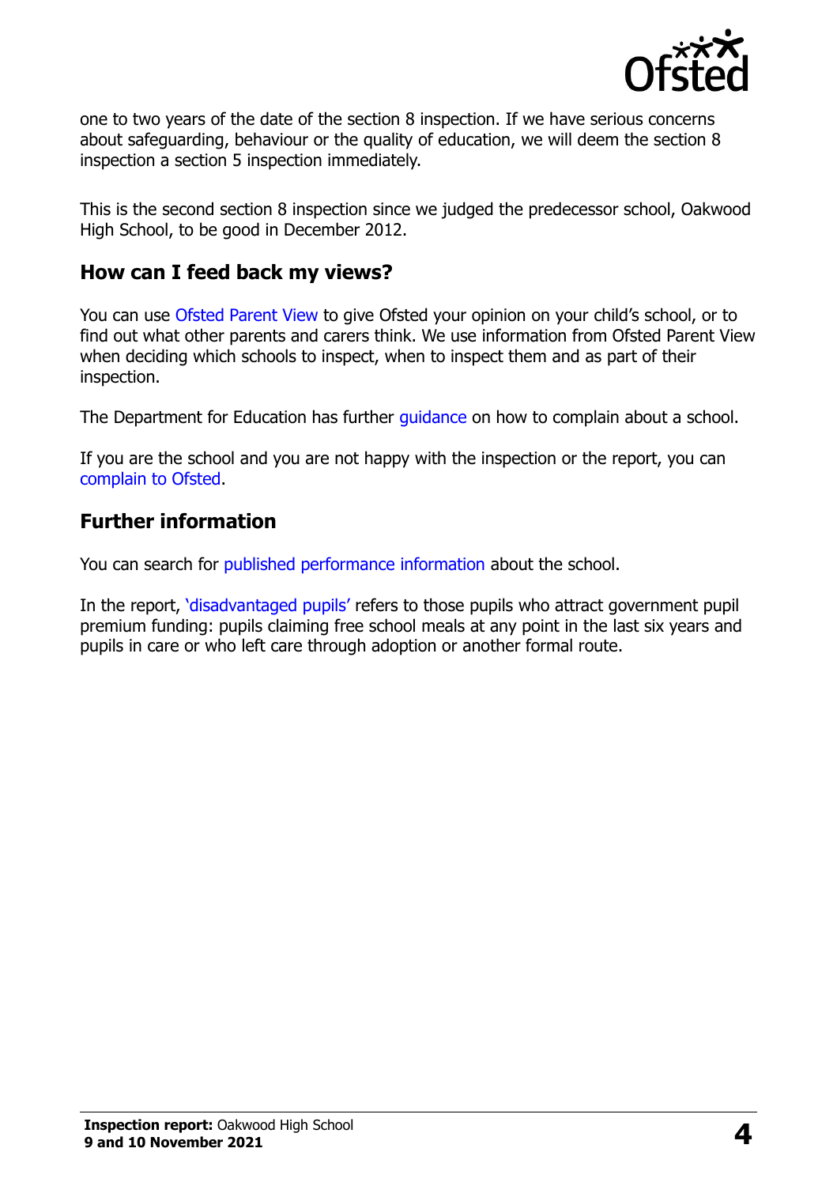one to two years of the date of the section 8 inspection. If we have serious concerns about safeguarding, behaviour or the quality of education, we will deem the section 8 inspection a section 5 inspection immediately.

This is the second section 8 inspection since we judged the predecessor school, Oakwood High School, to be good in December 2012.

## How can I feed back my views?

You can use Ofsted Parent View to give Ofsted your opinion on your child's school, or to find out what other parents and carers think. We use information from Ofsted Parent View when deciding which schools to inspect, when to inspect them and as part of their inspection.

The Department for Education has further guidance on how to complain about a school.

If you are the school and you are not happy with the inspection or the report, you can complain to Ofsted.

## Further information

You can search for published performance information about the school.

In the report, 'disadvantaged pupils' refers to those pupils who attract government pupil premium funding: pupils claiming free school meals at any point in the last six years and pupils in care or who left care through adoption or another formal route.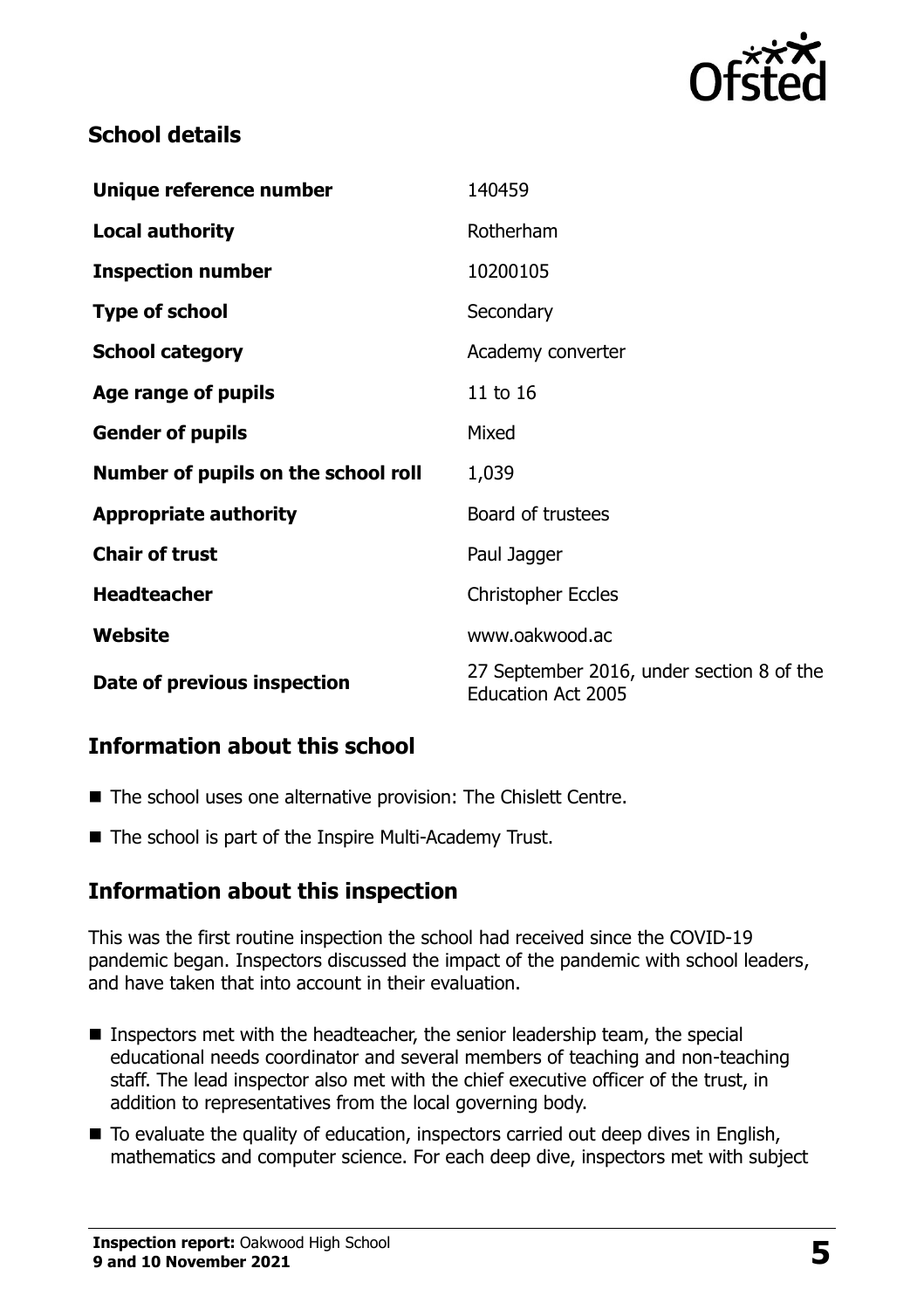## School details

| | |
|---|---|
| **Unique reference number** | 140459 |
| **Local authority** | Rotherham |
| **Inspection number** | 10200105 |
| **Type of school** | Secondary |
| **School category** | Academy converter |
| **Age range of pupils** | 11 to 16 |
| **Gender of pupils** | Mixed |
| **Number of pupils on the school roll** | 1,039 |
| **Appropriate authority** | Board of trustees |
| **Chair of trust** | Paul Jagger |
| **Headteacher** | Christopher Eccles |
| **Website** | www.oakwood.ac |
| **Date of previous inspection** | 27 September 2016, under section 8 of the Education Act 2005 |

## Information about this school

- The school uses one alternative provision: The Chislett Centre.
- The school is part of the Inspire Multi-Academy Trust.

## Information about this inspection

This was the first routine inspection the school had received since the COVID-19 pandemic began. Inspectors discussed the impact of the pandemic with school leaders, and have taken that into account in their evaluation.

- Inspectors met with the headteacher, the senior leadership team, the special educational needs coordinator and several members of teaching and non-teaching staff. The lead inspector also met with the chief executive officer of the trust, in addition to representatives from the local governing body.
- To evaluate the quality of education, inspectors carried out deep dives in English, mathematics and computer science. For each deep dive, inspectors met with subject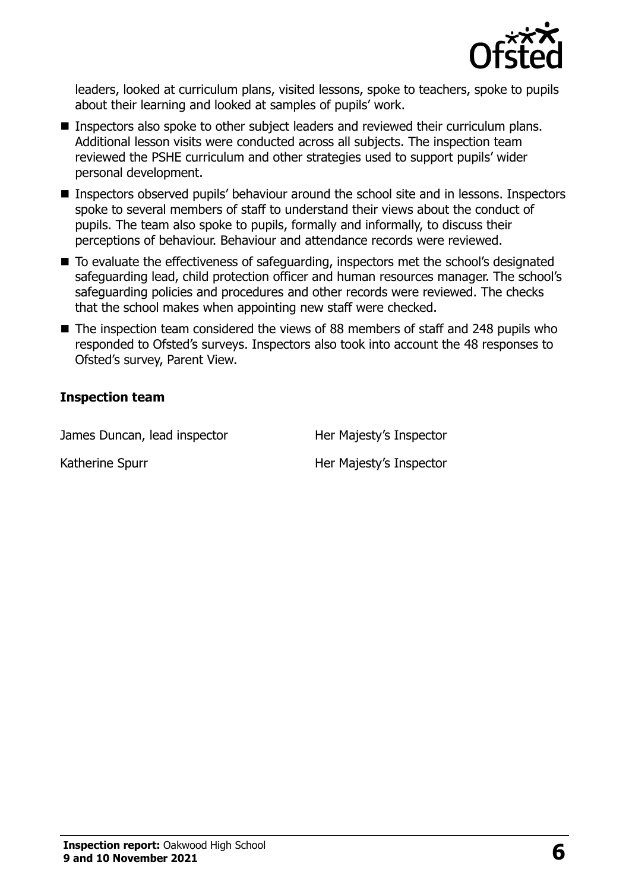leaders, looked at curriculum plans, visited lessons, spoke to teachers, spoke to pupils about their learning and looked at samples of pupils' work.

- Inspectors also spoke to other subject leaders and reviewed their curriculum plans. Additional lesson visits were conducted across all subjects. The inspection team reviewed the PSHE curriculum and other strategies used to support pupils' wider personal development.
- Inspectors observed pupils' behaviour around the school site and in lessons. Inspectors spoke to several members of staff to understand their views about the conduct of pupils. The team also spoke to pupils, formally and informally, to discuss their perceptions of behaviour. Behaviour and attendance records were reviewed.
- To evaluate the effectiveness of safeguarding, inspectors met the school's designated safeguarding lead, child protection officer and human resources manager. The school's safeguarding policies and procedures and other records were reviewed. The checks that the school makes when appointing new staff were checked.
- The inspection team considered the views of 88 members of staff and 248 pupils who responded to Ofsted's surveys. Inspectors also took into account the 48 responses to Ofsted's survey, Parent View.

### Inspection team

| | |
|---|---|
| James Duncan, lead inspector | Her Majesty's Inspector |
| Katherine Spurr | Her Majesty's Inspector |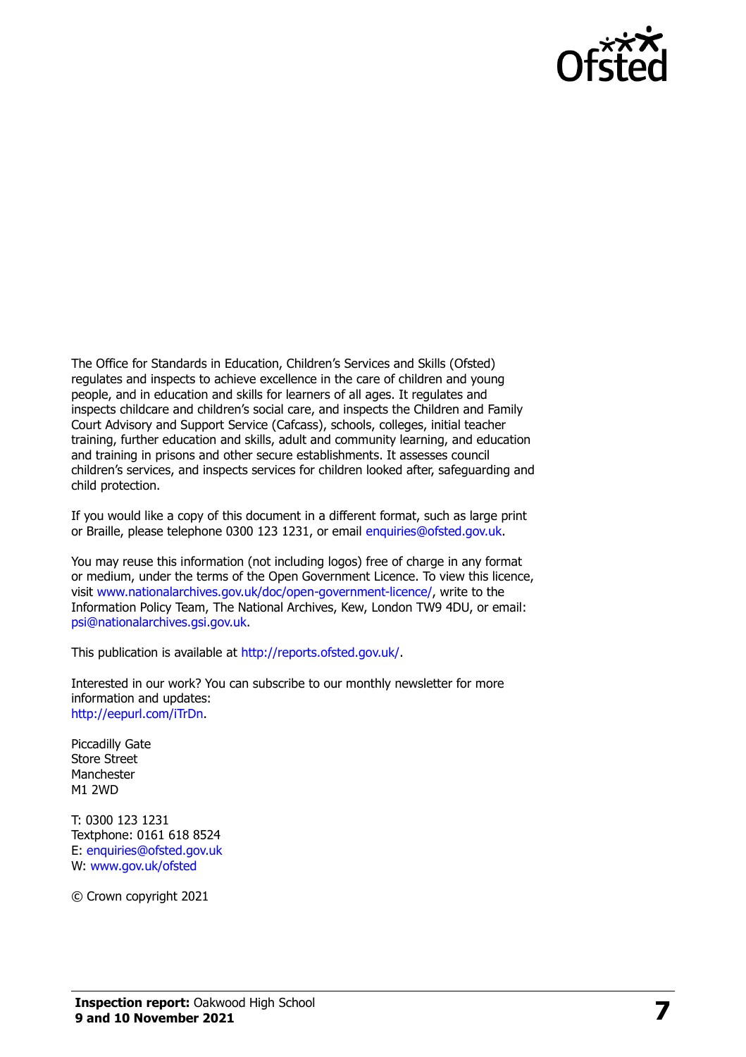The Office for Standards in Education, Children's Services and Skills (Ofsted) regulates and inspects to achieve excellence in the care of children and young people, and in education and skills for learners of all ages. It regulates and inspects childcare and children's social care, and inspects the Children and Family Court Advisory and Support Service (Cafcass), schools, colleges, initial teacher training, further education and skills, adult and community learning, and education and training in prisons and other secure establishments. It assesses council children's services, and inspects services for children looked after, safeguarding and child protection.

If you would like a copy of this document in a different format, such as large print or Braille, please telephone 0300 123 1231, or email enquiries@ofsted.gov.uk.

You may reuse this information (not including logos) free of charge in any format or medium, under the terms of the Open Government Licence. To view this licence, visit www.nationalarchives.gov.uk/doc/open-government-licence/, write to the Information Policy Team, The National Archives, Kew, London TW9 4DU, or email: psi@nationalarchives.gsi.gov.uk.

This publication is available at http://reports.ofsted.gov.uk/.

Interested in our work? You can subscribe to our monthly newsletter for more information and updates:
http://eepurl.com/iTrDn.

Piccadilly Gate
Store Street
Manchester
M1 2WD

T: 0300 123 1231
Textphone: 0161 618 8524
E: enquiries@ofsted.gov.uk
W: www.gov.uk/ofsted

© Crown copyright 2021